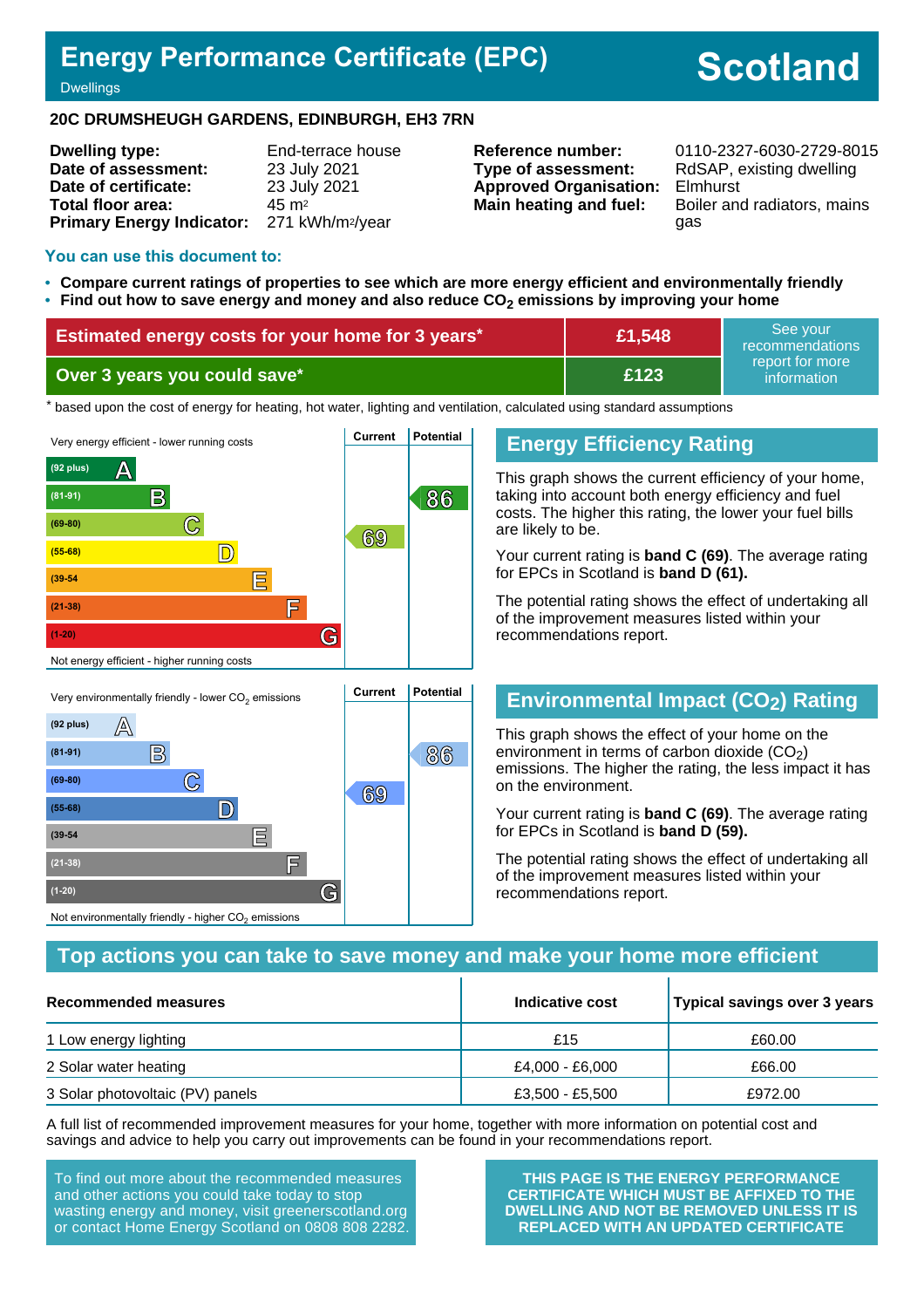# Energy Performance Certificate (EPC)

Dwellings

# Scotland

**20C DRUMSHEUGH GARDENS, EDINBURGH, EH3 7RN**

| | |
|---|---|
| **Dwelling type:** | End-terrace house |
| **Date of assessment:** | 23 July 2021 |
| **Date of certificate:** | 23 July 2021 |
| **Total floor area:** | 45 m² |
| **Primary Energy Indicator:** | 271 kWh/m²/year |

| | |
|---|---|
| **Reference number:** | 0110-2327-6030-2729-8015 |
| **Type of assessment:** | RdSAP, existing dwelling |
| **Approved Organisation:** | Elmhurst |
| **Main heating and fuel:** | Boiler and radiators, mains gas |

## You can use this document to:

- **Compare current ratings of properties to see which are more energy efficient and environmentally friendly**
- **Find out how to save energy and money and also reduce $CO_2$ emissions by improving your home**

| | | |
|---|---|---|
| **Estimated energy costs for your home for 3 years*** | **£1,548** | See your recommendations report for more information |
| **Over 3 years you could save*** | **£123** | |

\* based upon the cost of energy for heating, hot water, lighting and ventilation, calculated using standard assumptions

| Very energy efficient - lower running costs | Current | Potential |
|---|---|---|
| (92 plus) A | | |
| (81-91) B | | 86 |
| (69-80) C | 69 | |
| (55-68) D | | |
| (39-54) E | | |
| (21-38) F | | |
| (1-20) G | | |
| Not energy efficient - higher running costs | | |

## Energy Efficiency Rating

This graph shows the current efficiency of your home, taking into account both energy efficiency and fuel costs. The higher this rating, the lower your fuel bills are likely to be.

Your current rating is **band C (69)**. The average rating for EPCs in Scotland is **band D (61).**

The potential rating shows the effect of undertaking all of the improvement measures listed within your recommendations report.

| Very environmentally friendly - lower $CO_2$ emissions | Current | Potential |
|---|---|---|
| (92 plus) A | | |
| (81-91) B | | 86 |
| (69-80) C | 69 | |
| (55-68) D | | |
| (39-54) E | | |
| (21-38) F | | |
| (1-20) G | | |
| Not environmentally friendly - higher $CO_2$ emissions | | |

## Environmental Impact ($CO_2$) Rating

This graph shows the effect of your home on the environment in terms of carbon dioxide ($CO_2$) emissions. The higher the rating, the less impact it has on the environment.

Your current rating is **band C (69)**. The average rating for EPCs in Scotland is **band D (59).**

The potential rating shows the effect of undertaking all of the improvement measures listed within your recommendations report.

## Top actions you can take to save money and make your home more efficient

| Recommended measures | Indicative cost | Typical savings over 3 years |
|---|---|---|
| 1 Low energy lighting | £15 | £60.00 |
| 2 Solar water heating | £4,000 - £6,000 | £66.00 |
| 3 Solar photovoltaic (PV) panels | £3,500 - £5,500 | £972.00 |

A full list of recommended improvement measures for your home, together with more information on potential cost and savings and advice to help you carry out improvements can be found in your recommendations report.

To find out more about the recommended measures and other actions you could take today to stop wasting energy and money, visit greenerscotland.org or contact Home Energy Scotland on 0808 808 2282.

**THIS PAGE IS THE ENERGY PERFORMANCE CERTIFICATE WHICH MUST BE AFFIXED TO THE DWELLING AND NOT BE REMOVED UNLESS IT IS REPLACED WITH AN UPDATED CERTIFICATE**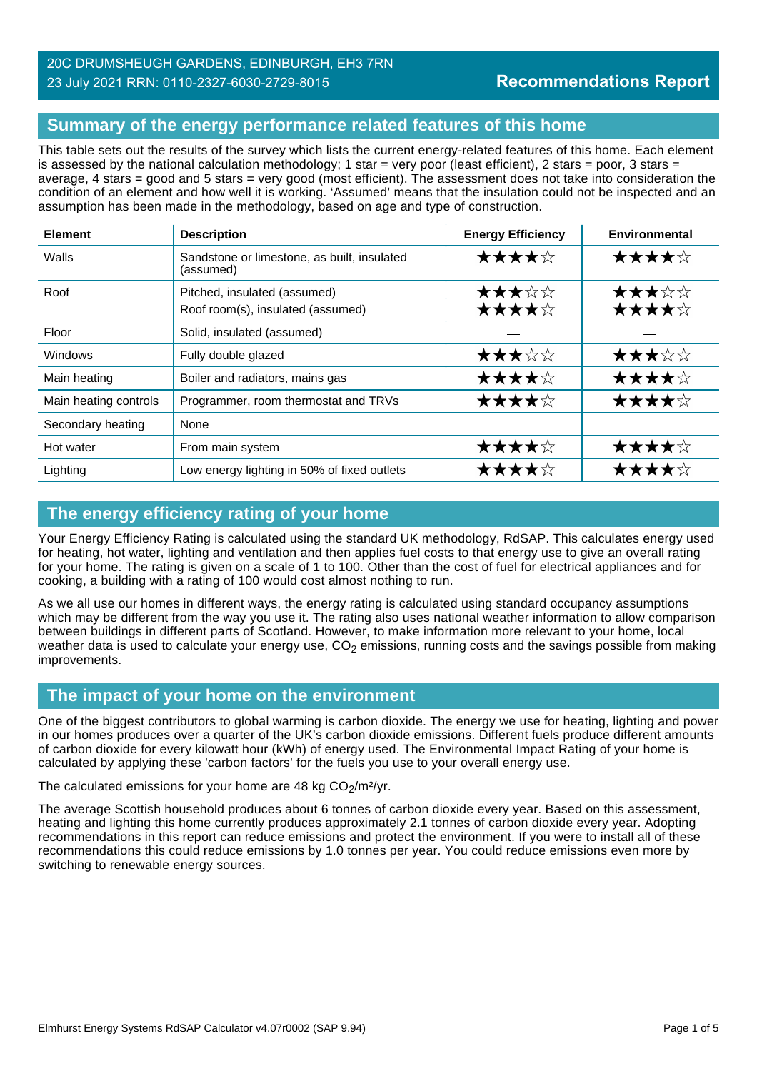20C DRUMSHEUGH GARDENS, EDINBURGH, EH3 7RN
23 July 2021 RRN: 0110-2327-6030-2729-8015

**Recommendations Report**

## Summary of the energy performance related features of this home

This table sets out the results of the survey which lists the current energy-related features of this home. Each element is assessed by the national calculation methodology; 1 star = very poor (least efficient), 2 stars = poor, 3 stars = average, 4 stars = good and 5 stars = very good (most efficient). The assessment does not take into consideration the condition of an element and how well it is working. 'Assumed' means that the insulation could not be inspected and an assumption has been made in the methodology, based on age and type of construction.

| Element | Description | Energy Efficiency | Environmental |
|---|---|---|---|
| Walls | Sandstone or limestone, as built, insulated (assumed) | ★★★★☆ | ★★★★☆ |
| Roof | Pitched, insulated (assumed)<br>Roof room(s), insulated (assumed) | ★★★☆☆<br>★★★★☆ | ★★★☆☆<br>★★★★☆ |
| Floor | Solid, insulated (assumed) | — | — |
| Windows | Fully double glazed | ★★★☆☆ | ★★★☆☆ |
| Main heating | Boiler and radiators, mains gas | ★★★★☆ | ★★★★☆ |
| Main heating controls | Programmer, room thermostat and TRVs | ★★★★☆ | ★★★★☆ |
| Secondary heating | None | — | — |
| Hot water | From main system | ★★★★☆ | ★★★★☆ |
| Lighting | Low energy lighting in 50% of fixed outlets | ★★★★☆ | ★★★★☆ |

## The energy efficiency rating of your home

Your Energy Efficiency Rating is calculated using the standard UK methodology, RdSAP. This calculates energy used for heating, hot water, lighting and ventilation and then applies fuel costs to that energy use to give an overall rating for your home. The rating is given on a scale of 1 to 100. Other than the cost of fuel for electrical appliances and for cooking, a building with a rating of 100 would cost almost nothing to run.

As we all use our homes in different ways, the energy rating is calculated using standard occupancy assumptions which may be different from the way you use it. The rating also uses national weather information to allow comparison between buildings in different parts of Scotland. However, to make information more relevant to your home, local weather data is used to calculate your energy use, $CO_2$ emissions, running costs and the savings possible from making improvements.

## The impact of your home on the environment

One of the biggest contributors to global warming is carbon dioxide. The energy we use for heating, lighting and power in our homes produces over a quarter of the UK's carbon dioxide emissions. Different fuels produce different amounts of carbon dioxide for every kilowatt hour (kWh) of energy used. The Environmental Impact Rating of your home is calculated by applying these 'carbon factors' for the fuels you use to your overall energy use.

The calculated emissions for your home are 48 kg $CO_2$/m²/yr.

The average Scottish household produces about 6 tonnes of carbon dioxide every year. Based on this assessment, heating and lighting this home currently produces approximately 2.1 tonnes of carbon dioxide every year. Adopting recommendations in this report can reduce emissions and protect the environment. If you were to install all of these recommendations this could reduce emissions by 1.0 tonnes per year. You could reduce emissions even more by switching to renewable energy sources.

Elmhurst Energy Systems RdSAP Calculator v4.07r0002 (SAP 9.94)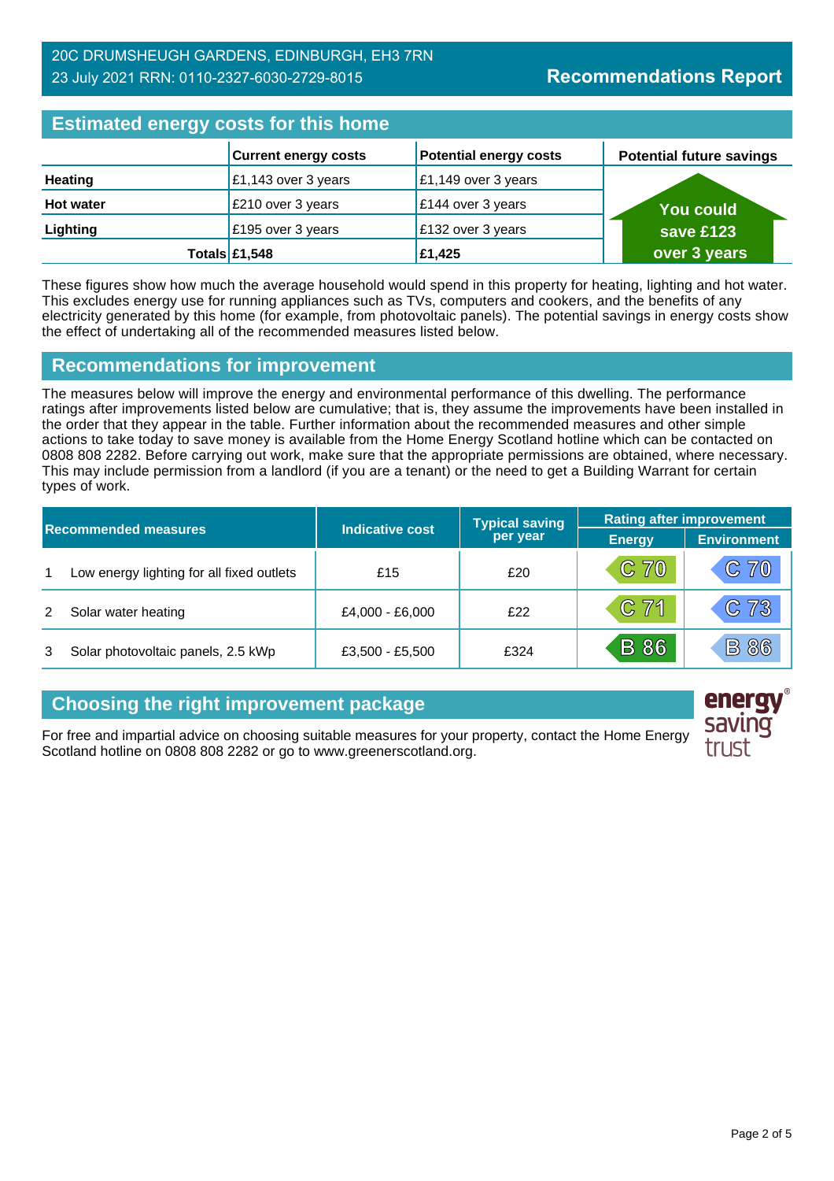20C DRUMSHEUGH GARDENS, EDINBURGH, EH3 7RN
23 July 2021 RRN: 0110-2327-6030-2729-8015

**Recommendations Report**

## Estimated energy costs for this home

| | Current energy costs | Potential energy costs | Potential future savings |
|---|---|---|---|
| **Heating** | £1,143 over 3 years | £1,149 over 3 years | You could save £123 over 3 years |
| **Hot water** | £210 over 3 years | £144 over 3 years | |
| **Lighting** | £195 over 3 years | £132 over 3 years | |
| **Totals** | **£1,548** | **£1,425** | |

These figures show how much the average household would spend in this property for heating, lighting and hot water. This excludes energy use for running appliances such as TVs, computers and cookers, and the benefits of any electricity generated by this home (for example, from photovoltaic panels). The potential savings in energy costs show the effect of undertaking all of the recommended measures listed below.

## Recommendations for improvement

The measures below will improve the energy and environmental performance of this dwelling. The performance ratings after improvements listed below are cumulative; that is, they assume the improvements have been installed in the order that they appear in the table. Further information about the recommended measures and other simple actions to take today to save money is available from the Home Energy Scotland hotline which can be contacted on 0808 808 2282. Before carrying out work, make sure that the appropriate permissions are obtained, where necessary. This may include permission from a landlord (if you are a tenant) or the need to get a Building Warrant for certain types of work.

| | Recommended measures | Indicative cost | Typical saving per year | Rating after improvement | |
|---|---|---|---|---|---|
| | | | | Energy | Environment |
| 1 | Low energy lighting for all fixed outlets | £15 | £20 | C 70 | C 70 |
| 2 | Solar water heating | £4,000 - £6,000 | £22 | C 71 | C 73 |
| 3 | Solar photovoltaic panels, 2.5 kWp | £3,500 - £5,500 | £324 | B 86 | B 86 |

## Choosing the right improvement package

For free and impartial advice on choosing suitable measures for your property, contact the Home Energy Scotland hotline on 0808 808 2282 or go to www.greenerscotland.org.

energy saving trust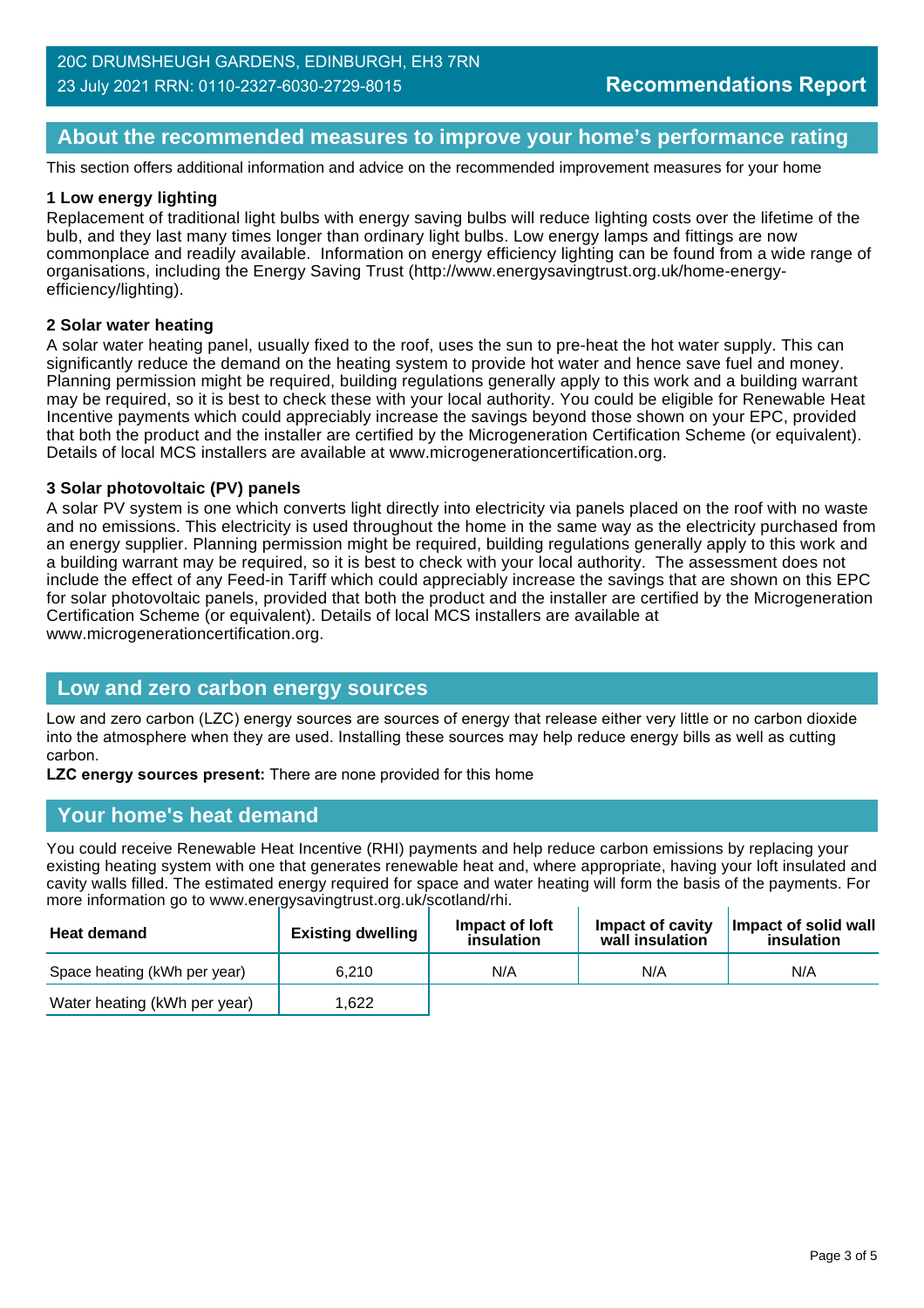## About the recommended measures to improve your home's performance rating

This section offers additional information and advice on the recommended improvement measures for your home

**1 Low energy lighting**

Replacement of traditional light bulbs with energy saving bulbs will reduce lighting costs over the lifetime of the bulb, and they last many times longer than ordinary light bulbs. Low energy lamps and fittings are now commonplace and readily available. Information on energy efficiency lighting can be found from a wide range of organisations, including the Energy Saving Trust (http://www.energysavingtrust.org.uk/home-energy-efficiency/lighting).

**2 Solar water heating**

A solar water heating panel, usually fixed to the roof, uses the sun to pre-heat the hot water supply. This can significantly reduce the demand on the heating system to provide hot water and hence save fuel and money. Planning permission might be required, building regulations generally apply to this work and a building warrant may be required, so it is best to check these with your local authority. You could be eligible for Renewable Heat Incentive payments which could appreciably increase the savings beyond those shown on your EPC, provided that both the product and the installer are certified by the Microgeneration Certification Scheme (or equivalent). Details of local MCS installers are available at www.microgenerationcertification.org.

**3 Solar photovoltaic (PV) panels**

A solar PV system is one which converts light directly into electricity via panels placed on the roof with no waste and no emissions. This electricity is used throughout the home in the same way as the electricity purchased from an energy supplier. Planning permission might be required, building regulations generally apply to this work and a building warrant may be required, so it is best to check with your local authority. The assessment does not include the effect of any Feed-in Tariff which could appreciably increase the savings that are shown on this EPC for solar photovoltaic panels, provided that both the product and the installer are certified by the Microgeneration Certification Scheme (or equivalent). Details of local MCS installers are available at www.microgenerationcertification.org.

## Low and zero carbon energy sources

Low and zero carbon (LZC) energy sources are sources of energy that release either very little or no carbon dioxide into the atmosphere when they are used. Installing these sources may help reduce energy bills as well as cutting carbon.

**LZC energy sources present:** There are none provided for this home

## Your home's heat demand

You could receive Renewable Heat Incentive (RHI) payments and help reduce carbon emissions by replacing your existing heating system with one that generates renewable heat and, where appropriate, having your loft insulated and cavity walls filled. The estimated energy required for space and water heating will form the basis of the payments. For more information go to www.energysavingtrust.org.uk/scotland/rhi.

| Heat demand | Existing dwelling | Impact of loft insulation | Impact of cavity wall insulation | Impact of solid wall insulation |
|---|---|---|---|---|
| Space heating (kWh per year) | 6,210 | N/A | N/A | N/A |
| Water heating (kWh per year) | 1,622 | | | |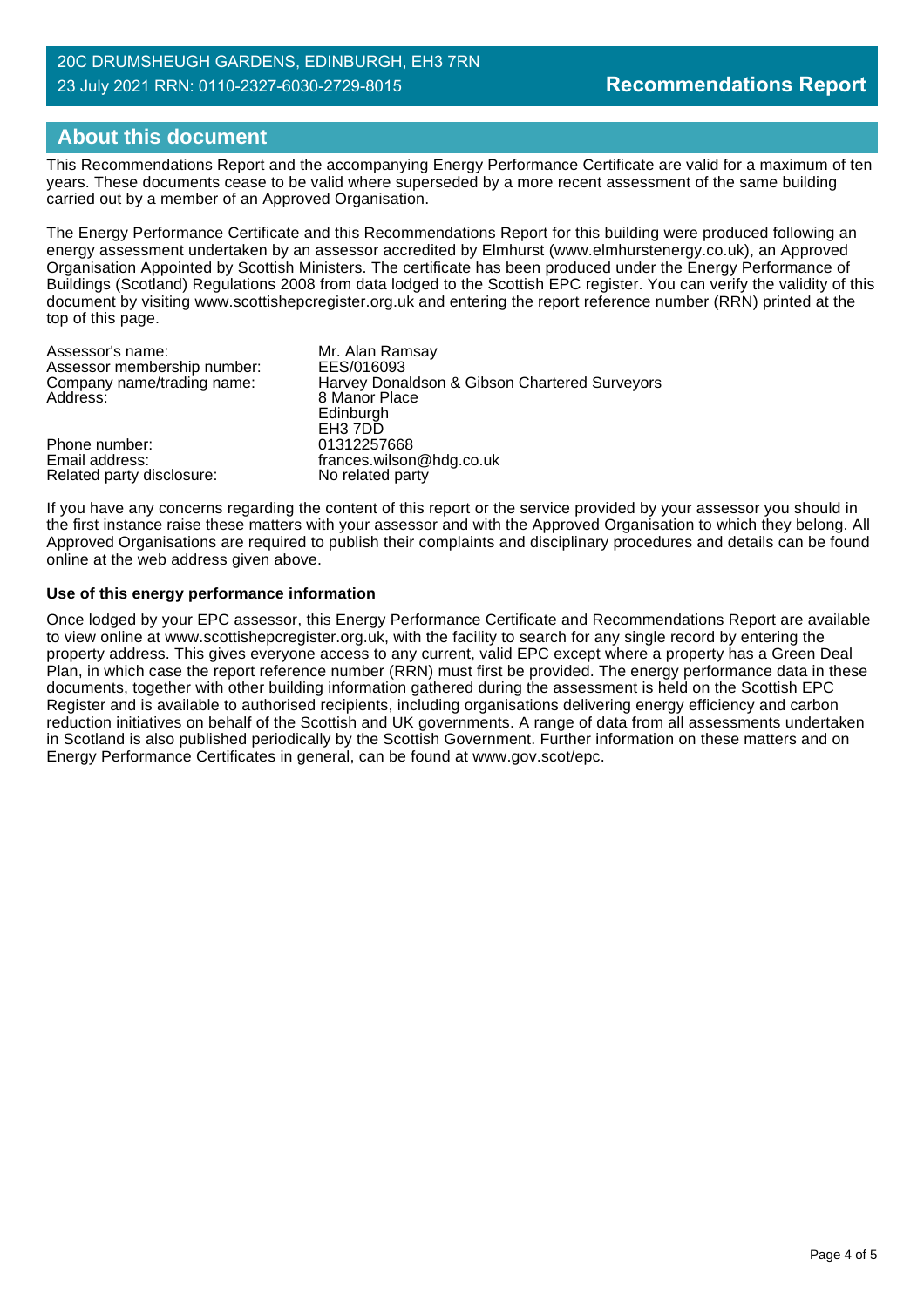## About this document

This Recommendations Report and the accompanying Energy Performance Certificate are valid for a maximum of ten years. These documents cease to be valid where superseded by a more recent assessment of the same building carried out by a member of an Approved Organisation.

The Energy Performance Certificate and this Recommendations Report for this building were produced following an energy assessment undertaken by an assessor accredited by Elmhurst (www.elmhurstenergy.co.uk), an Approved Organisation Appointed by Scottish Ministers. The certificate has been produced under the Energy Performance of Buildings (Scotland) Regulations 2008 from data lodged to the Scottish EPC register. You can verify the validity of this document by visiting www.scottishepcregister.org.uk and entering the report reference number (RRN) printed at the top of this page.

| | |
|---|---|
| Assessor's name: | Mr. Alan Ramsay |
| Assessor membership number: | EES/016093 |
| Company name/trading name: | Harvey Donaldson & Gibson Chartered Surveyors |
| Address: | 8 Manor Place<br>Edinburgh<br>EH3 7DD |
| Phone number: | 01312257668 |
| Email address: | frances.wilson@hdg.co.uk |
| Related party disclosure: | No related party |

If you have any concerns regarding the content of this report or the service provided by your assessor you should in the first instance raise these matters with your assessor and with the Approved Organisation to which they belong. All Approved Organisations are required to publish their complaints and disciplinary procedures and details can be found online at the web address given above.

**Use of this energy performance information**

Once lodged by your EPC assessor, this Energy Performance Certificate and Recommendations Report are available to view online at www.scottishepcregister.org.uk, with the facility to search for any single record by entering the property address. This gives everyone access to any current, valid EPC except where a property has a Green Deal Plan, in which case the report reference number (RRN) must first be provided. The energy performance data in these documents, together with other building information gathered during the assessment is held on the Scottish EPC Register and is available to authorised recipients, including organisations delivering energy efficiency and carbon reduction initiatives on behalf of the Scottish and UK governments. A range of data from all assessments undertaken in Scotland is also published periodically by the Scottish Government. Further information on these matters and on Energy Performance Certificates in general, can be found at www.gov.scot/epc.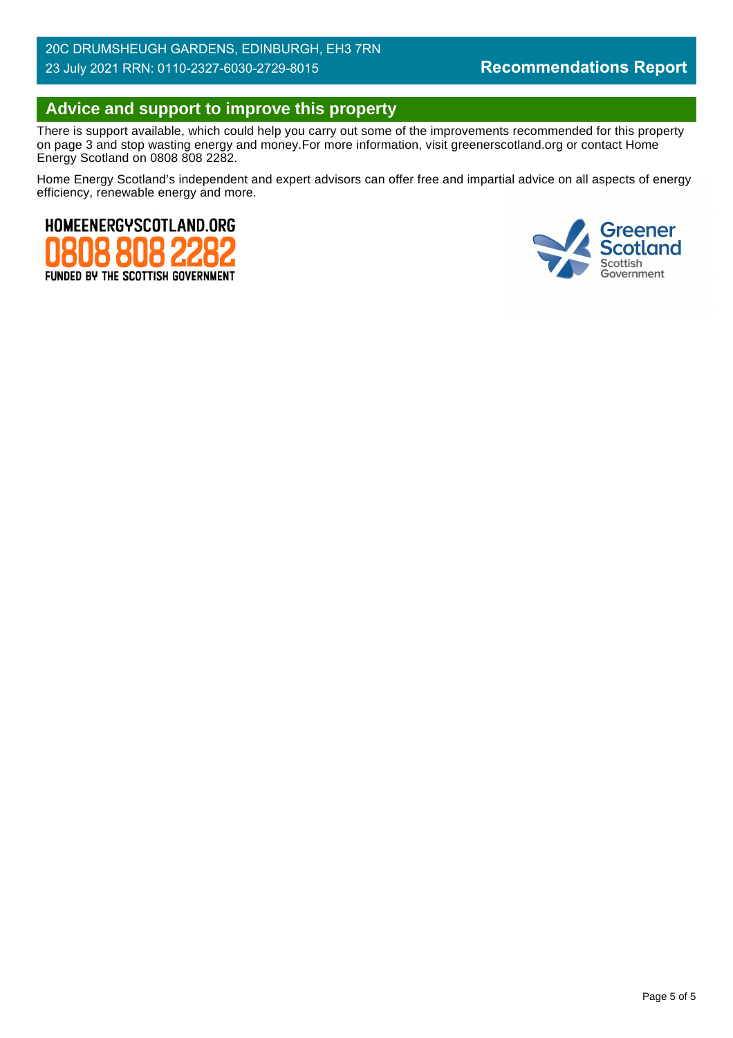## Advice and support to improve this property

There is support available, which could help you carry out some of the improvements recommended for this property on page 3 and stop wasting energy and money.For more information, visit greenerscotland.org or contact Home Energy Scotland on 0808 808 2282.

Home Energy Scotland's independent and expert advisors can offer free and impartial advice on all aspects of energy efficiency, renewable energy and more.

HOMEENERGYSCOTLAND.ORG
0808 808 2282
FUNDED BY THE SCOTTISH GOVERNMENT

Greener Scotland
Scottish Government